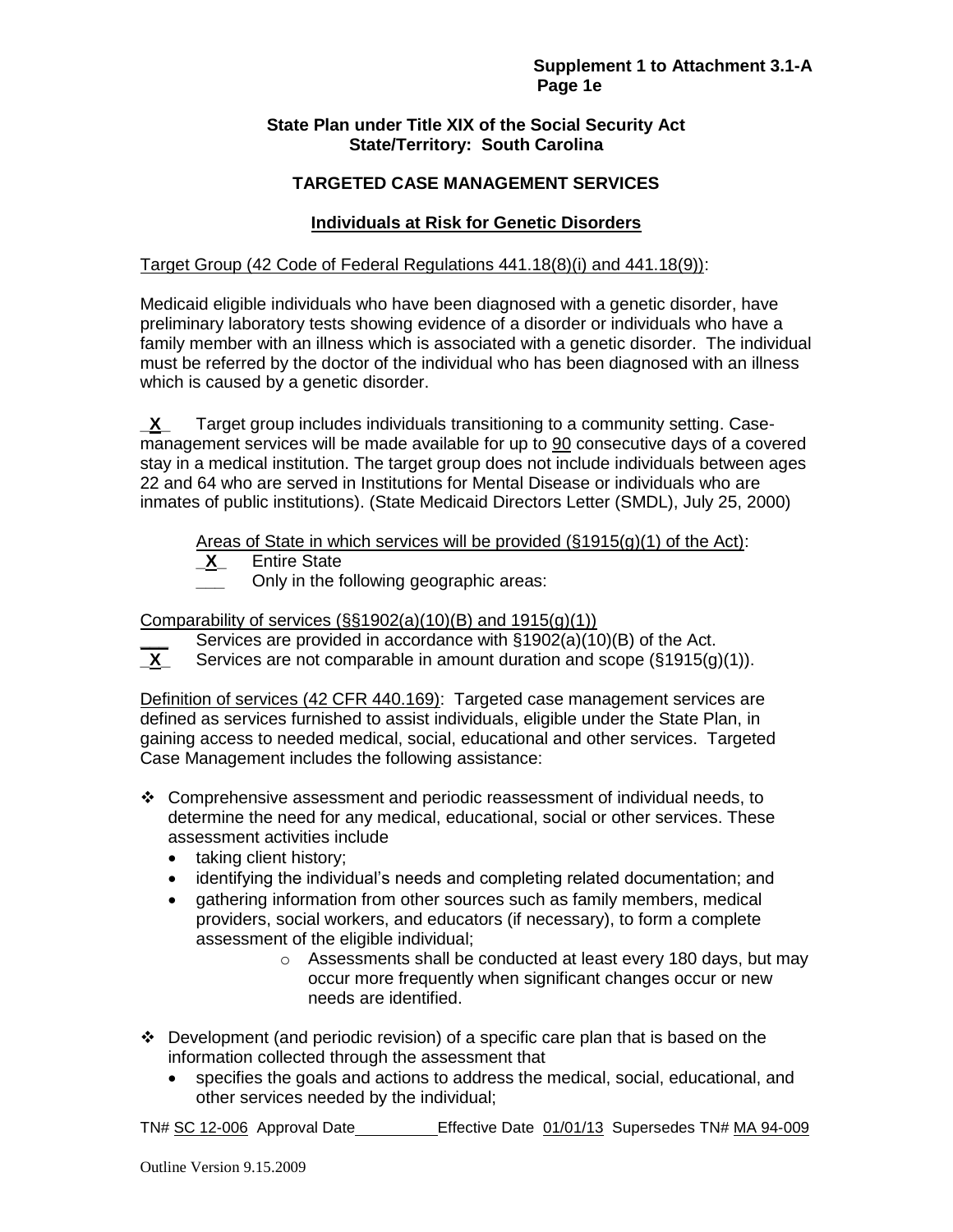**State Plan under Title XIX of the Social Security Act**
**State/Territory: South Carolina**

## TARGETED CASE MANAGEMENT SERVICES

### Individuals at Risk for Genetic Disorders

Target Group (42 Code of Federal Regulations 441.18(8)(i) and 441.18(9)):

Medicaid eligible individuals who have been diagnosed with a genetic disorder, have preliminary laboratory tests showing evidence of a disorder or individuals who have a family member with an illness which is associated with a genetic disorder. The individual must be referred by the doctor of the individual who has been diagnosed with an illness which is caused by a genetic disorder.

\_**X**\_ Target group includes individuals transitioning to a community setting. Case-management services will be made available for up to 90 consecutive days of a covered stay in a medical institution. The target group does not include individuals between ages 22 and 64 who are served in Institutions for Mental Disease or individuals who are inmates of public institutions). (State Medicaid Directors Letter (SMDL), July 25, 2000)

Areas of State in which services will be provided (§1915(g)(1) of the Act):
\_**X**\_ Entire State
\_\_\_ Only in the following geographic areas:

Comparability of services (§§1902(a)(10)(B) and 1915(g)(1))
\_\_\_ Services are provided in accordance with §1902(a)(10)(B) of the Act.
\_**X**\_ Services are not comparable in amount duration and scope (§1915(g)(1)).

Definition of services (42 CFR 440.169): Targeted case management services are defined as services furnished to assist individuals, eligible under the State Plan, in gaining access to needed medical, social, educational and other services. Targeted Case Management includes the following assistance:

- Comprehensive assessment and periodic reassessment of individual needs, to determine the need for any medical, educational, social or other services. These assessment activities include
  - taking client history;
  - identifying the individual's needs and completing related documentation; and
  - gathering information from other sources such as family members, medical providers, social workers, and educators (if necessary), to form a complete assessment of the eligible individual;
    - Assessments shall be conducted at least every 180 days, but may occur more frequently when significant changes occur or new needs are identified.
- Development (and periodic revision) of a specific care plan that is based on the information collected through the assessment that
  - specifies the goals and actions to address the medical, social, educational, and other services needed by the individual;

TN# SC 12-006 Approval Date\_\_\_\_\_\_\_\_\_\_ Effective Date 01/01/13 Supersedes TN# MA 94-009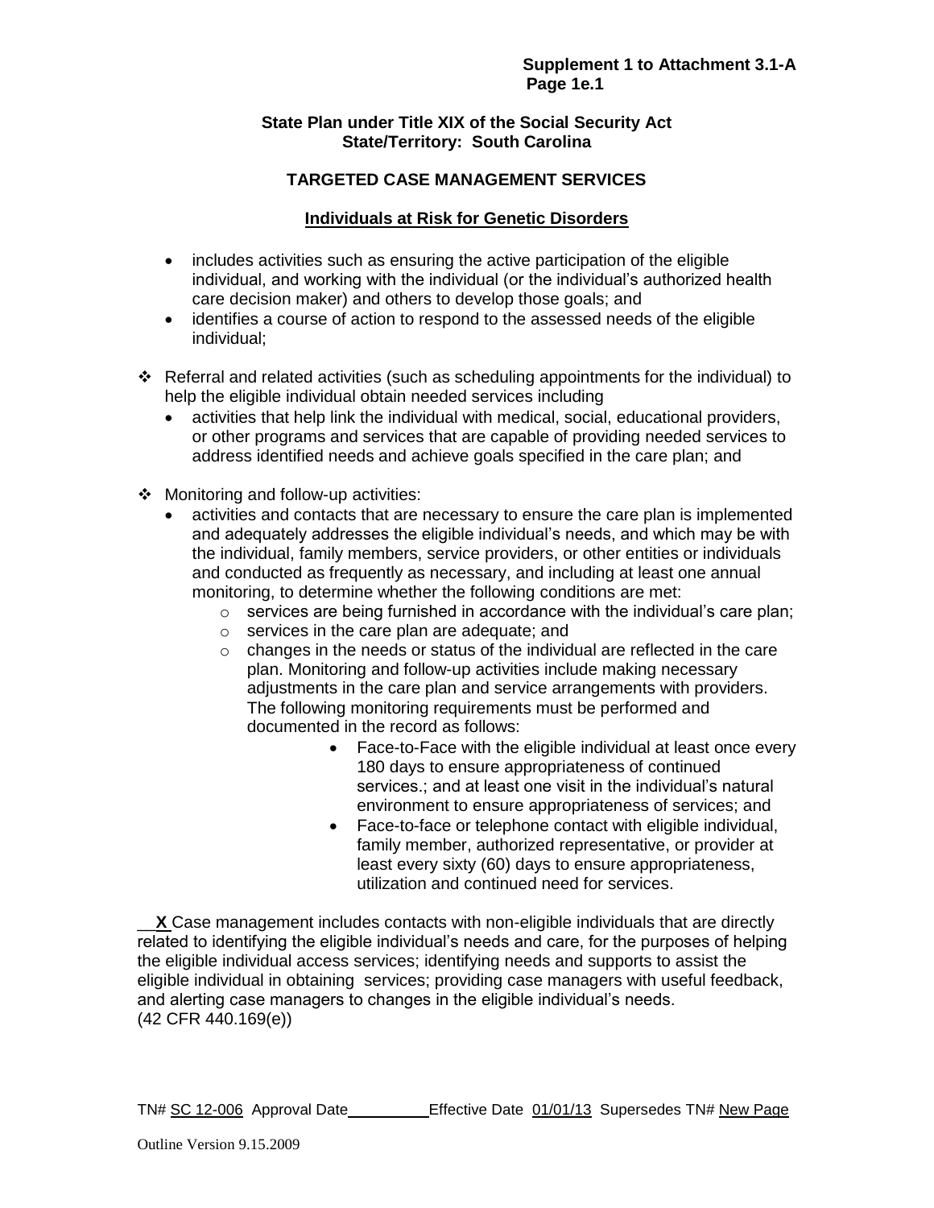**State Plan under Title XIX of the Social Security Act**
**State/Territory: South Carolina**

**TARGETED CASE MANAGEMENT SERVICES**

**Individuals at Risk for Genetic Disorders**

- includes activities such as ensuring the active participation of the eligible individual, and working with the individual (or the individual's authorized health care decision maker) and others to develop those goals; and
- identifies a course of action to respond to the assessed needs of the eligible individual;

❖ Referral and related activities (such as scheduling appointments for the individual) to help the eligible individual obtain needed services including
  - activities that help link the individual with medical, social, educational providers, or other programs and services that are capable of providing needed services to address identified needs and achieve goals specified in the care plan; and

❖ Monitoring and follow-up activities:
  - activities and contacts that are necessary to ensure the care plan is implemented and adequately addresses the eligible individual's needs, and which may be with the individual, family members, service providers, or other entities or individuals and conducted as frequently as necessary, and including at least one annual monitoring, to determine whether the following conditions are met:
    - services are being furnished in accordance with the individual's care plan;
    - services in the care plan are adequate; and
    - changes in the needs or status of the individual are reflected in the care plan. Monitoring and follow-up activities include making necessary adjustments in the care plan and service arrangements with providers. The following monitoring requirements must be performed and documented in the record as follows:
      - Face-to-Face with the eligible individual at least once every 180 days to ensure appropriateness of continued services.; and at least one visit in the individual's natural environment to ensure appropriateness of services; and
      - Face-to-face or telephone contact with eligible individual, family member, authorized representative, or provider at least every sixty (60) days to ensure appropriateness, utilization and continued need for services.

__**X** Case management includes contacts with non-eligible individuals that are directly related to identifying the eligible individual's needs and care, for the purposes of helping the eligible individual access services; identifying needs and supports to assist the eligible individual in obtaining services; providing case managers with useful feedback, and alerting case managers to changes in the eligible individual's needs. (42 CFR 440.169(e))

TN# SC 12-006 Approval Date__________ Effective Date 01/01/13 Supersedes TN# New Page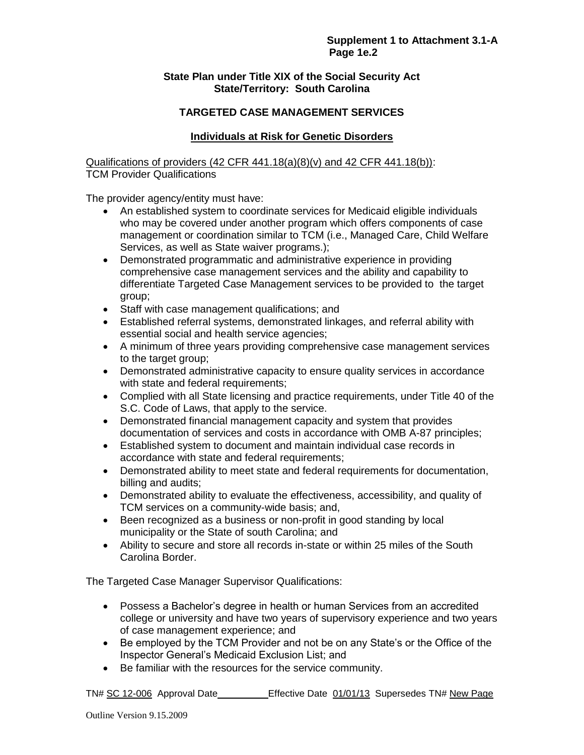**State Plan under Title XIX of the Social Security Act**
**State/Territory: South Carolina**

## TARGETED CASE MANAGEMENT SERVICES

### Individuals at Risk for Genetic Disorders

Qualifications of providers (42 CFR 441.18(a)(8)(v) and 42 CFR 441.18(b)):
TCM Provider Qualifications

The provider agency/entity must have:

- An established system to coordinate services for Medicaid eligible individuals who may be covered under another program which offers components of case management or coordination similar to TCM (i.e., Managed Care, Child Welfare Services, as well as State waiver programs.);
- Demonstrated programmatic and administrative experience in providing comprehensive case management services and the ability and capability to differentiate Targeted Case Management services to be provided to the target group;
- Staff with case management qualifications; and
- Established referral systems, demonstrated linkages, and referral ability with essential social and health service agencies;
- A minimum of three years providing comprehensive case management services to the target group;
- Demonstrated administrative capacity to ensure quality services in accordance with state and federal requirements;
- Complied with all State licensing and practice requirements, under Title 40 of the S.C. Code of Laws, that apply to the service.
- Demonstrated financial management capacity and system that provides documentation of services and costs in accordance with OMB A-87 principles;
- Established system to document and maintain individual case records in accordance with state and federal requirements;
- Demonstrated ability to meet state and federal requirements for documentation, billing and audits;
- Demonstrated ability to evaluate the effectiveness, accessibility, and quality of TCM services on a community-wide basis; and,
- Been recognized as a business or non-profit in good standing by local municipality or the State of south Carolina; and
- Ability to secure and store all records in-state or within 25 miles of the South Carolina Border.

The Targeted Case Manager Supervisor Qualifications:

- Possess a Bachelor's degree in health or human Services from an accredited college or university and have two years of supervisory experience and two years of case management experience; and
- Be employed by the TCM Provider and not be on any State's or the Office of the Inspector General's Medicaid Exclusion List; and
- Be familiar with the resources for the service community.

TN# SC 12-006 Approval Date\_\_\_\_\_\_\_\_\_\_ Effective Date 01/01/13 Supersedes TN# New Page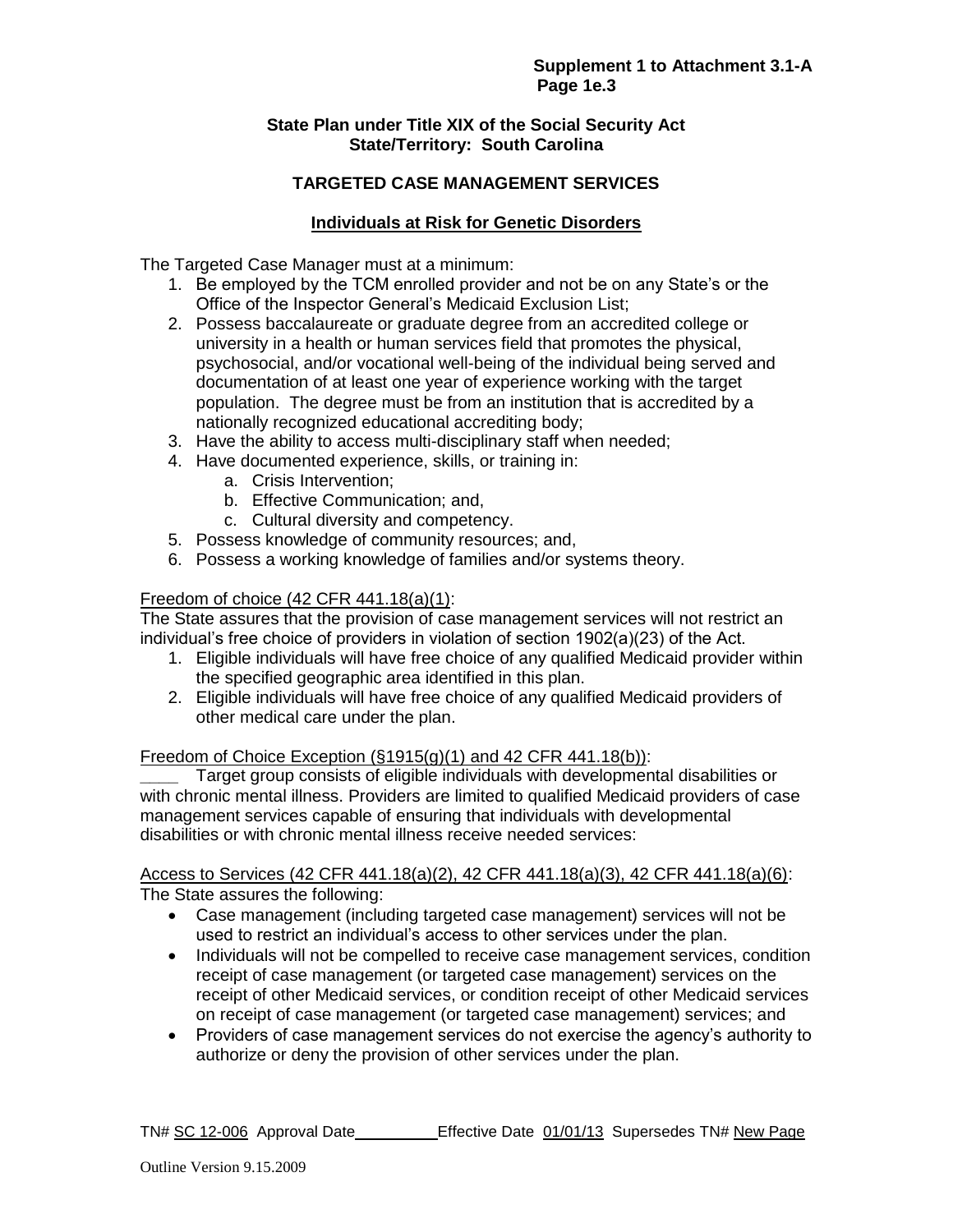**State Plan under Title XIX of the Social Security Act**
**State/Territory: South Carolina**

## TARGETED CASE MANAGEMENT SERVICES

### Individuals at Risk for Genetic Disorders

The Targeted Case Manager must at a minimum:

1. Be employed by the TCM enrolled provider and not be on any State's or the Office of the Inspector General's Medicaid Exclusion List;
2. Possess baccalaureate or graduate degree from an accredited college or university in a health or human services field that promotes the physical, psychosocial, and/or vocational well-being of the individual being served and documentation of at least one year of experience working with the target population. The degree must be from an institution that is accredited by a nationally recognized educational accrediting body;
3. Have the ability to access multi-disciplinary staff when needed;
4. Have documented experience, skills, or training in:
   a. Crisis Intervention;
   b. Effective Communication; and,
   c. Cultural diversity and competency.
5. Possess knowledge of community resources; and,
6. Possess a working knowledge of families and/or systems theory.

Freedom of choice (42 CFR 441.18(a)(1):
The State assures that the provision of case management services will not restrict an individual's free choice of providers in violation of section 1902(a)(23) of the Act.

1. Eligible individuals will have free choice of any qualified Medicaid provider within the specified geographic area identified in this plan.
2. Eligible individuals will have free choice of any qualified Medicaid providers of other medical care under the plan.

Freedom of Choice Exception (§1915(g)(1) and 42 CFR 441.18(b)):
____ Target group consists of eligible individuals with developmental disabilities or with chronic mental illness. Providers are limited to qualified Medicaid providers of case management services capable of ensuring that individuals with developmental disabilities or with chronic mental illness receive needed services:

Access to Services (42 CFR 441.18(a)(2), 42 CFR 441.18(a)(3), 42 CFR 441.18(a)(6):
The State assures the following:

- Case management (including targeted case management) services will not be used to restrict an individual's access to other services under the plan.
- Individuals will not be compelled to receive case management services, condition receipt of case management (or targeted case management) services on the receipt of other Medicaid services, or condition receipt of other Medicaid services on receipt of case management (or targeted case management) services; and
- Providers of case management services do not exercise the agency's authority to authorize or deny the provision of other services under the plan.

TN# SC 12-006 Approval Date ________ Effective Date 01/01/13 Supersedes TN# New Page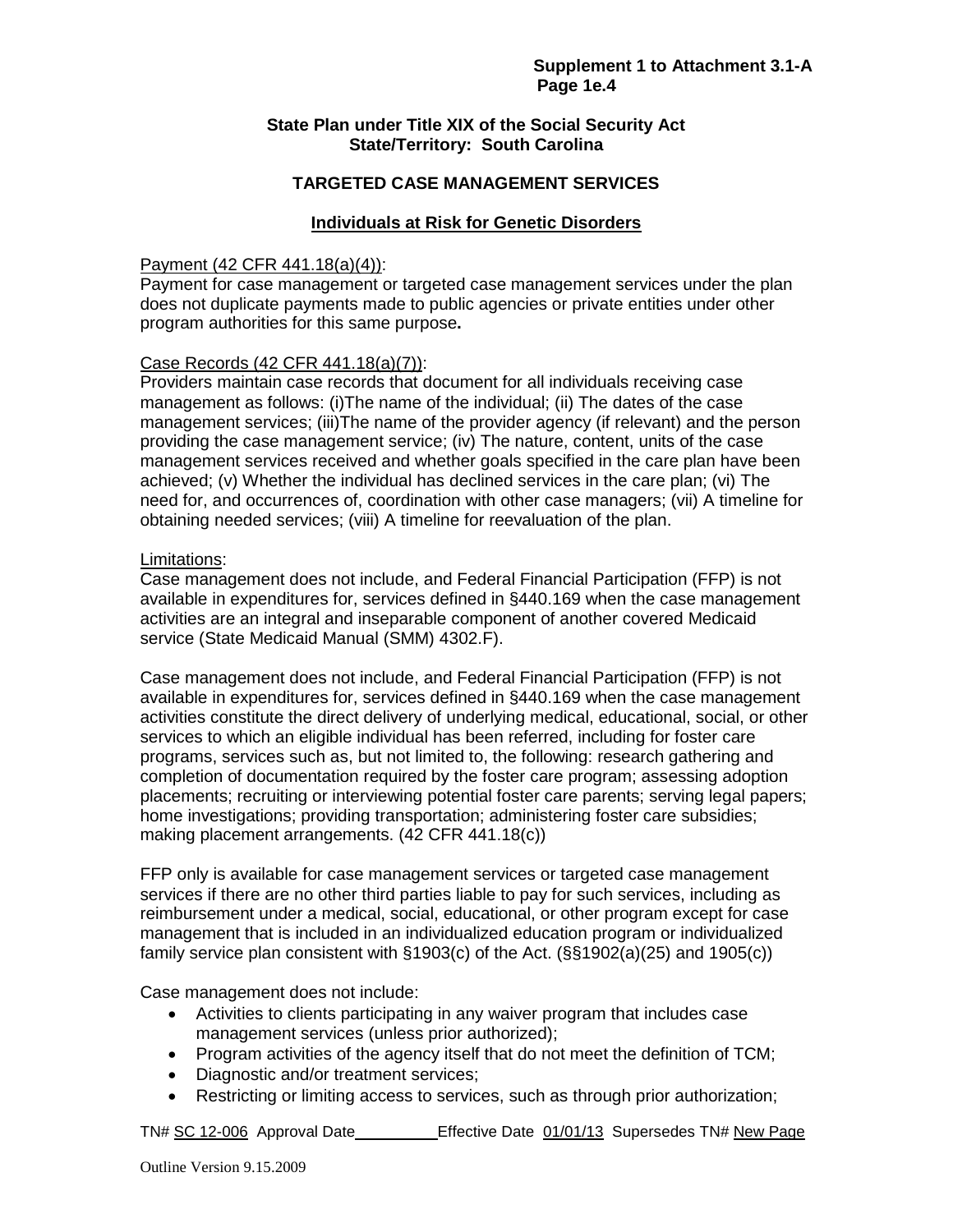**State Plan under Title XIX of the Social Security Act**
**State/Territory: South Carolina**

## TARGETED CASE MANAGEMENT SERVICES

### Individuals at Risk for Genetic Disorders

Payment (42 CFR 441.18(a)(4)):
Payment for case management or targeted case management services under the plan does not duplicate payments made to public agencies or private entities under other program authorities for this same purpose**.**

Case Records (42 CFR 441.18(a)(7)):
Providers maintain case records that document for all individuals receiving case management as follows: (i)The name of the individual; (ii) The dates of the case management services; (iii)The name of the provider agency (if relevant) and the person providing the case management service; (iv) The nature, content, units of the case management services received and whether goals specified in the care plan have been achieved; (v) Whether the individual has declined services in the care plan; (vi) The need for, and occurrences of, coordination with other case managers; (vii) A timeline for obtaining needed services; (viii) A timeline for reevaluation of the plan.

Limitations:
Case management does not include, and Federal Financial Participation (FFP) is not available in expenditures for, services defined in §440.169 when the case management activities are an integral and inseparable component of another covered Medicaid service (State Medicaid Manual (SMM) 4302.F).

Case management does not include, and Federal Financial Participation (FFP) is not available in expenditures for, services defined in §440.169 when the case management activities constitute the direct delivery of underlying medical, educational, social, or other services to which an eligible individual has been referred, including for foster care programs, services such as, but not limited to, the following: research gathering and completion of documentation required by the foster care program; assessing adoption placements; recruiting or interviewing potential foster care parents; serving legal papers; home investigations; providing transportation; administering foster care subsidies; making placement arrangements. (42 CFR 441.18(c))

FFP only is available for case management services or targeted case management services if there are no other third parties liable to pay for such services, including as reimbursement under a medical, social, educational, or other program except for case management that is included in an individualized education program or individualized family service plan consistent with §1903(c) of the Act. (§§1902(a)(25) and 1905(c))

Case management does not include:

- Activities to clients participating in any waiver program that includes case management services (unless prior authorized);
- Program activities of the agency itself that do not meet the definition of TCM;
- Diagnostic and/or treatment services;
- Restricting or limiting access to services, such as through prior authorization;

TN# SC 12-006 Approval Date \_\_\_\_\_\_\_\_\_\_ Effective Date 01/01/13 Supersedes TN# New Page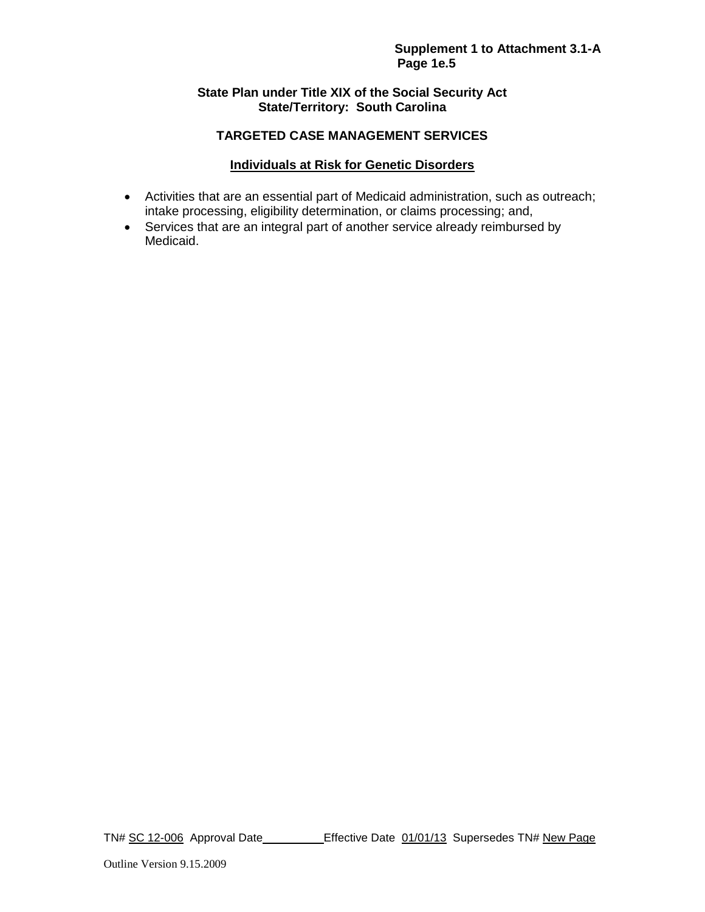**State Plan under Title XIX of the Social Security Act**
**State/Territory: South Carolina**

## TARGETED CASE MANAGEMENT SERVICES

### Individuals at Risk for Genetic Disorders

- Activities that are an essential part of Medicaid administration, such as outreach; intake processing, eligibility determination, or claims processing; and,
- Services that are an integral part of another service already reimbursed by Medicaid.